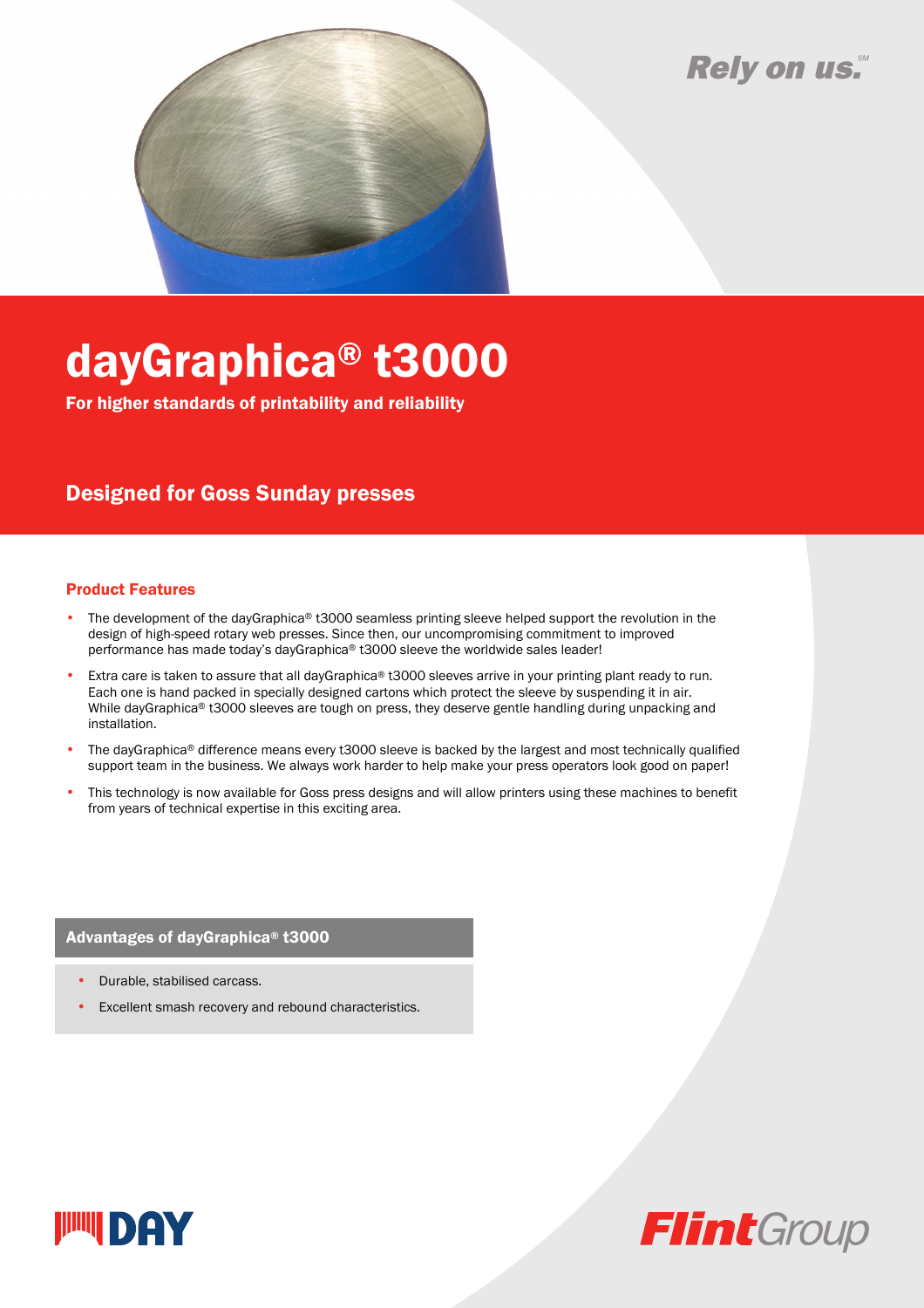Rely on us.℠

# dayGraphica® t3000

**For higher standards of printability and reliability**

## Designed for Goss Sunday presses

### Product Features

- The development of the dayGraphica® t3000 seamless printing sleeve helped support the revolution in the design of high-speed rotary web presses. Since then, our uncompromising commitment to improved performance has made today's dayGraphica® t3000 sleeve the worldwide sales leader!
- Extra care is taken to assure that all dayGraphica® t3000 sleeves arrive in your printing plant ready to run. Each one is hand packed in specially designed cartons which protect the sleeve by suspending it in air. While dayGraphica® t3000 sleeves are tough on press, they deserve gentle handling during unpacking and installation.
- The dayGraphica® difference means every t3000 sleeve is backed by the largest and most technically qualified support team in the business. We always work harder to help make your press operators look good on paper!
- This technology is now available for Goss press designs and will allow printers using these machines to benefit from years of technical expertise in this exciting area.

### Advantages of dayGraphica® t3000

- Durable, stabilised carcass.
- Excellent smash recovery and rebound characteristics.

DAY

FlintGroup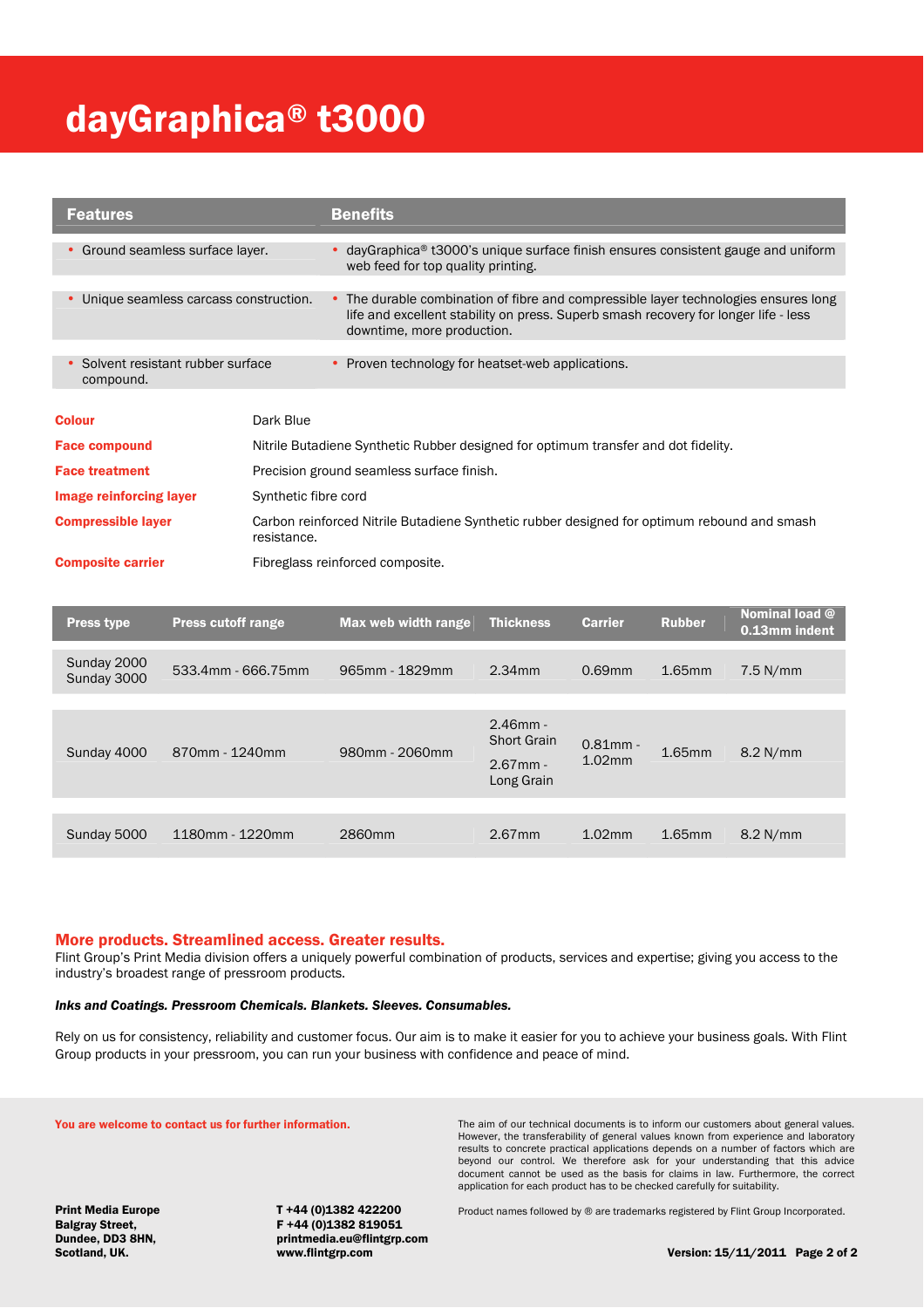# dayGraphica® t3000

| Features | Benefits |
| --- | --- |
| • Ground seamless surface layer. | • dayGraphica® t3000's unique surface finish ensures consistent gauge and uniform web feed for top quality printing. |
| • Unique seamless carcass construction. | • The durable combination of fibre and compressible layer technologies ensures long life and excellent stability on press. Superb smash recovery for longer life - less downtime, more production. |
| • Solvent resistant rubber surface compound. | • Proven technology for heatset-web applications. |

| | |
| --- | --- |
| **Colour** | Dark Blue |
| **Face compound** | Nitrile Butadiene Synthetic Rubber designed for optimum transfer and dot fidelity. |
| **Face treatment** | Precision ground seamless surface finish. |
| **Image reinforcing layer** | Synthetic fibre cord |
| **Compressible layer** | Carbon reinforced Nitrile Butadiene Synthetic rubber designed for optimum rebound and smash resistance. |
| **Composite carrier** | Fibreglass reinforced composite. |

| Press type | Press cutoff range | Max web width range | Thickness | Carrier | Rubber | Nominal load @ 0.13mm indent |
| --- | --- | --- | --- | --- | --- | --- |
| Sunday 2000<br>Sunday 3000 | 533.4mm - 666.75mm | 965mm - 1829mm | 2.34mm | 0.69mm | 1.65mm | 7.5 N/mm |
| Sunday 4000 | 870mm - 1240mm | 980mm - 2060mm | 2.46mm - Short Grain<br>2.67mm - Long Grain | 0.81mm - 1.02mm | 1.65mm | 8.2 N/mm |
| Sunday 5000 | 1180mm - 1220mm | 2860mm | 2.67mm | 1.02mm | 1.65mm | 8.2 N/mm |

## More products. Streamlined access. Greater results.

Flint Group's Print Media division offers a uniquely powerful combination of products, services and expertise; giving you access to the industry's broadest range of pressroom products.

***Inks and Coatings. Pressroom Chemicals. Blankets. Sleeves. Consumables.***

Rely on us for consistency, reliability and customer focus. Our aim is to make it easier for you to achieve your business goals. With Flint Group products in your pressroom, you can run your business with confidence and peace of mind.

**You are welcome to contact us for further information.**

**Print Media Europe**
**Balgray Street,**
**Dundee, DD3 8HN,**
**Scotland, UK.**

**T +44 (0)1382 422200**
**F +44 (0)1382 819051**
**printmedia.eu@flintgrp.com**
**www.flintgrp.com**

The aim of our technical documents is to inform our customers about general values. However, the transferability of general values known from experience and laboratory results to concrete practical applications depends on a number of factors which are beyond our control. We therefore ask for your understanding that this advice document cannot be used as the basis for claims in law. Furthermore, the correct application for each product has to be checked carefully for suitability.

Product names followed by ® are trademarks registered by Flint Group Incorporated.

**Version: 15/11/2011**